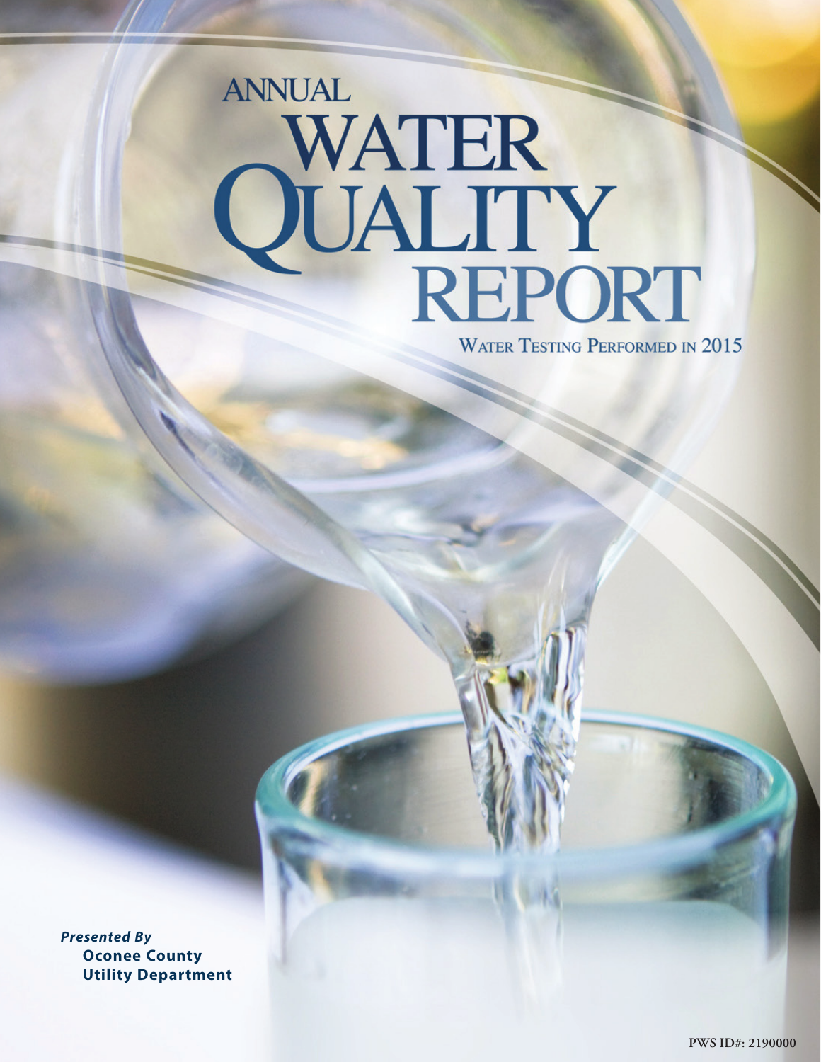# ANNUAL WATER QUALITY REPORT

## WATER TESTING PERFORMED IN 2015

***Presented By***
**Oconee County Utility Department**

PWS ID#: 2190000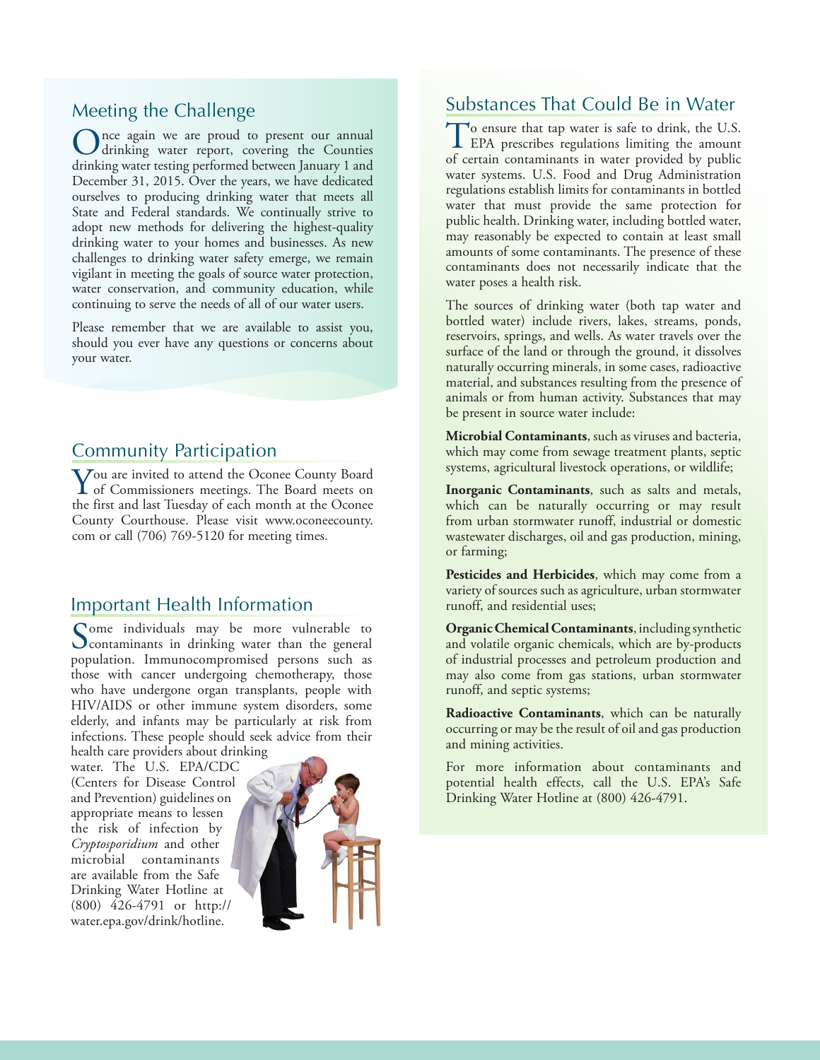## Meeting the Challenge

Once again we are proud to present our annual drinking water report, covering the Counties drinking water testing performed between January 1 and December 31, 2015. Over the years, we have dedicated ourselves to producing drinking water that meets all State and Federal standards. We continually strive to adopt new methods for delivering the highest-quality drinking water to your homes and businesses. As new challenges to drinking water safety emerge, we remain vigilant in meeting the goals of source water protection, water conservation, and community education, while continuing to serve the needs of all of our water users.

Please remember that we are available to assist you, should you ever have any questions or concerns about your water.

## Community Participation

You are invited to attend the Oconee County Board of Commissioners meetings. The Board meets on the first and last Tuesday of each month at the Oconee County Courthouse. Please visit www.oconeecounty.com or call (706) 769-5120 for meeting times.

## Important Health Information

Some individuals may be more vulnerable to contaminants in drinking water than the general population. Immunocompromised persons such as those with cancer undergoing chemotherapy, those who have undergone organ transplants, people with HIV/AIDS or other immune system disorders, some elderly, and infants may be particularly at risk from infections. These people should seek advice from their health care providers about drinking water. The U.S. EPA/CDC (Centers for Disease Control and Prevention) guidelines on appropriate means to lessen the risk of infection by *Cryptosporidium* and other microbial contaminants are available from the Safe Drinking Water Hotline at (800) 426-4791 or http://water.epa.gov/drink/hotline.

## Substances That Could Be in Water

To ensure that tap water is safe to drink, the U.S. EPA prescribes regulations limiting the amount of certain contaminants in water provided by public water systems. U.S. Food and Drug Administration regulations establish limits for contaminants in bottled water that must provide the same protection for public health. Drinking water, including bottled water, may reasonably be expected to contain at least small amounts of some contaminants. The presence of these contaminants does not necessarily indicate that the water poses a health risk.

The sources of drinking water (both tap water and bottled water) include rivers, lakes, streams, ponds, reservoirs, springs, and wells. As water travels over the surface of the land or through the ground, it dissolves naturally occurring minerals, in some cases, radioactive material, and substances resulting from the presence of animals or from human activity. Substances that may be present in source water include:

**Microbial Contaminants**, such as viruses and bacteria, which may come from sewage treatment plants, septic systems, agricultural livestock operations, or wildlife;

**Inorganic Contaminants**, such as salts and metals, which can be naturally occurring or may result from urban stormwater runoff, industrial or domestic wastewater discharges, oil and gas production, mining, or farming;

**Pesticides and Herbicides**, which may come from a variety of sources such as agriculture, urban stormwater runoff, and residential uses;

**Organic Chemical Contaminants**, including synthetic and volatile organic chemicals, which are by-products of industrial processes and petroleum production and may also come from gas stations, urban stormwater runoff, and septic systems;

**Radioactive Contaminants**, which can be naturally occurring or may be the result of oil and gas production and mining activities.

For more information about contaminants and potential health effects, call the U.S. EPA's Safe Drinking Water Hotline at (800) 426-4791.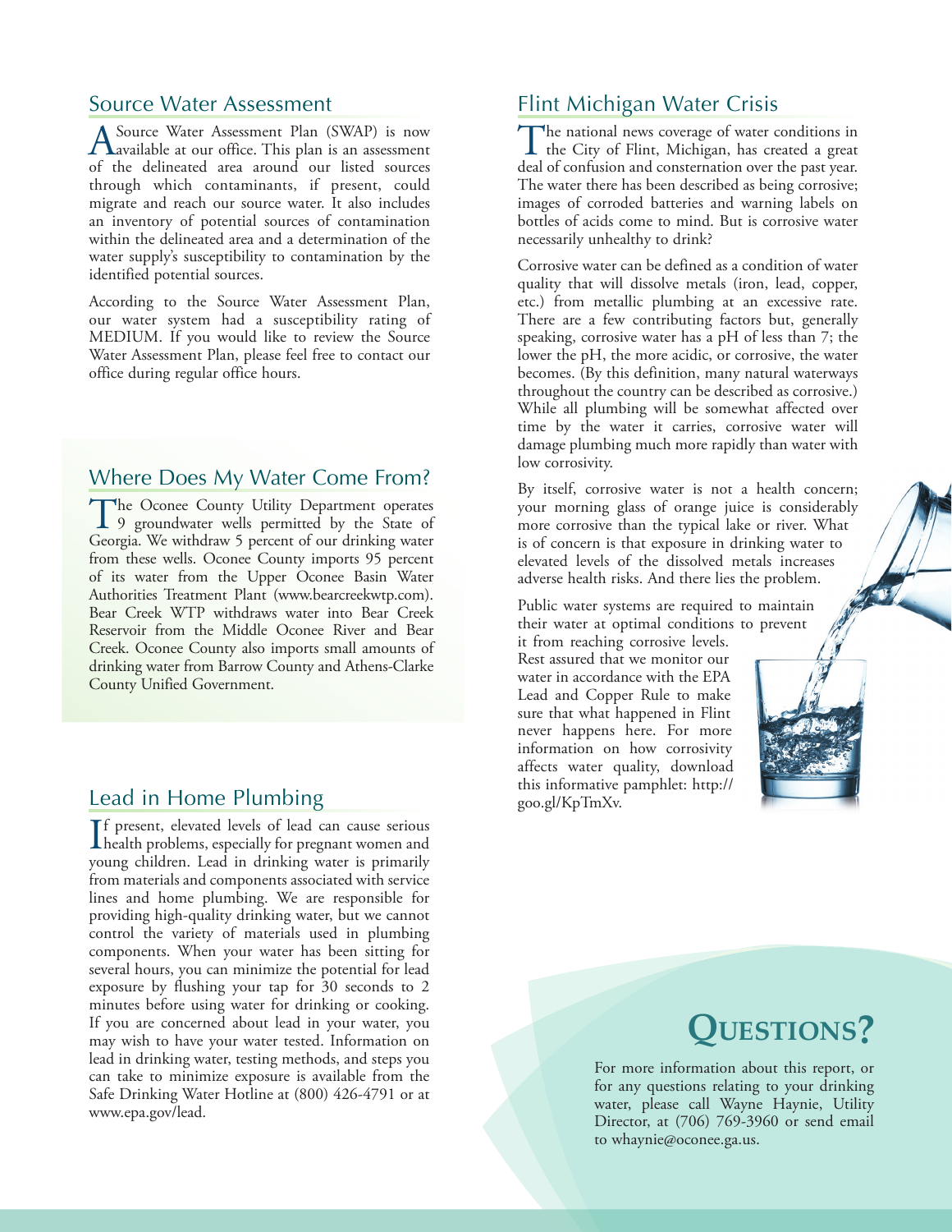## Source Water Assessment

A Source Water Assessment Plan (SWAP) is now available at our office. This plan is an assessment of the delineated area around our listed sources through which contaminants, if present, could migrate and reach our source water. It also includes an inventory of potential sources of contamination within the delineated area and a determination of the water supply's susceptibility to contamination by the identified potential sources.

According to the Source Water Assessment Plan, our water system had a susceptibility rating of MEDIUM. If you would like to review the Source Water Assessment Plan, please feel free to contact our office during regular office hours.

## Where Does My Water Come From?

The Oconee County Utility Department operates 9 groundwater wells permitted by the State of Georgia. We withdraw 5 percent of our drinking water from these wells. Oconee County imports 95 percent of its water from the Upper Oconee Basin Water Authorities Treatment Plant (www.bearcreekwtp.com). Bear Creek WTP withdraws water into Bear Creek Reservoir from the Middle Oconee River and Bear Creek. Oconee County also imports small amounts of drinking water from Barrow County and Athens-Clarke County Unified Government.

## Lead in Home Plumbing

If present, elevated levels of lead can cause serious health problems, especially for pregnant women and young children. Lead in drinking water is primarily from materials and components associated with service lines and home plumbing. We are responsible for providing high-quality drinking water, but we cannot control the variety of materials used in plumbing components. When your water has been sitting for several hours, you can minimize the potential for lead exposure by flushing your tap for 30 seconds to 2 minutes before using water for drinking or cooking. If you are concerned about lead in your water, you may wish to have your water tested. Information on lead in drinking water, testing methods, and steps you can take to minimize exposure is available from the Safe Drinking Water Hotline at (800) 426-4791 or at www.epa.gov/lead.

## Flint Michigan Water Crisis

The national news coverage of water conditions in the City of Flint, Michigan, has created a great deal of confusion and consternation over the past year. The water there has been described as being corrosive; images of corroded batteries and warning labels on bottles of acids come to mind. But is corrosive water necessarily unhealthy to drink?

Corrosive water can be defined as a condition of water quality that will dissolve metals (iron, lead, copper, etc.) from metallic plumbing at an excessive rate. There are a few contributing factors but, generally speaking, corrosive water has a pH of less than 7; the lower the pH, the more acidic, or corrosive, the water becomes. (By this definition, many natural waterways throughout the country can be described as corrosive.) While all plumbing will be somewhat affected over time by the water it carries, corrosive water will damage plumbing much more rapidly than water with low corrosivity.

By itself, corrosive water is not a health concern; your morning glass of orange juice is considerably more corrosive than the typical lake or river. What is of concern is that exposure in drinking water to elevated levels of the dissolved metals increases adverse health risks. And there lies the problem.

Public water systems are required to maintain their water at optimal conditions to prevent it from reaching corrosive levels. Rest assured that we monitor our water in accordance with the EPA Lead and Copper Rule to make sure that what happened in Flint never happens here. For more information on how corrosivity affects water quality, download this informative pamphlet: http://goo.gl/KpTmXv.

## Questions?

For more information about this report, or for any questions relating to your drinking water, please call Wayne Haynie, Utility Director, at (706) 769-3960 or send email to whaynie@oconee.ga.us.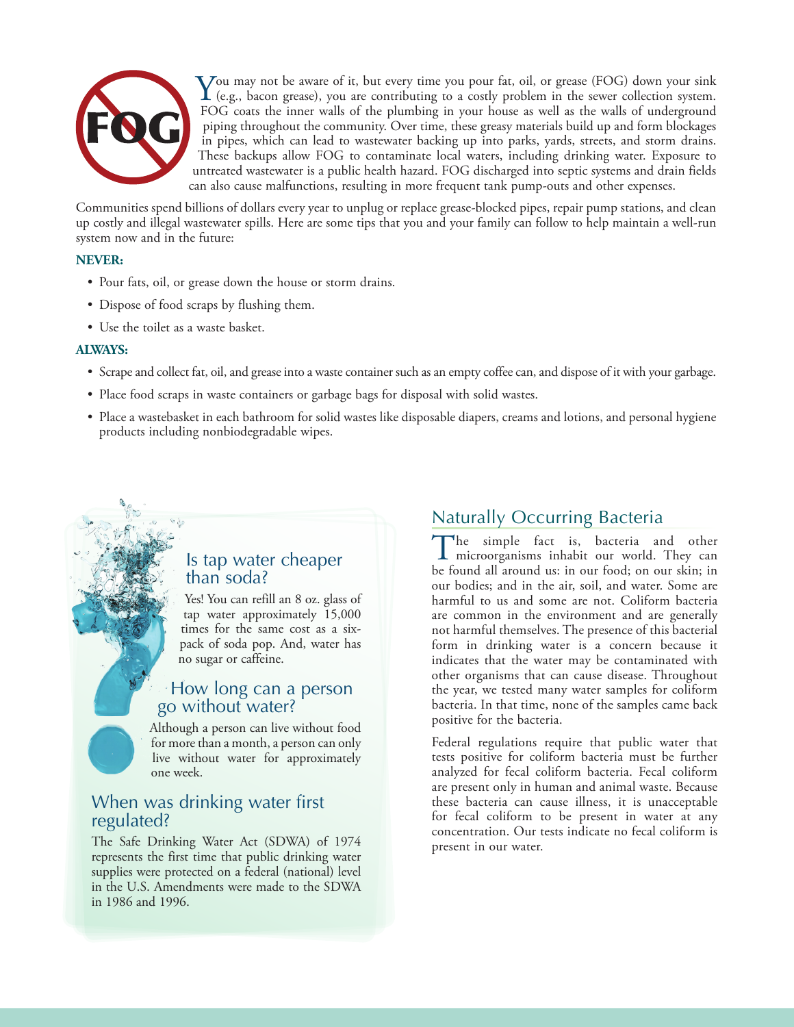You may not be aware of it, but every time you pour fat, oil, or grease (FOG) down your sink (e.g., bacon grease), you are contributing to a costly problem in the sewer collection system. FOG coats the inner walls of the plumbing in your house as well as the walls of underground piping throughout the community. Over time, these greasy materials build up and form blockages in pipes, which can lead to wastewater backing up into parks, yards, streets, and storm drains. These backups allow FOG to contaminate local waters, including drinking water. Exposure to untreated wastewater is a public health hazard. FOG discharged into septic systems and drain fields can also cause malfunctions, resulting in more frequent tank pump-outs and other expenses.

Communities spend billions of dollars every year to unplug or replace grease-blocked pipes, repair pump stations, and clean up costly and illegal wastewater spills. Here are some tips that you and your family can follow to help maintain a well-run system now and in the future:

**NEVER:**

- Pour fats, oil, or grease down the house or storm drains.
- Dispose of food scraps by flushing them.
- Use the toilet as a waste basket.

**ALWAYS:**

- Scrape and collect fat, oil, and grease into a waste container such as an empty coffee can, and dispose of it with your garbage.
- Place food scraps in waste containers or garbage bags for disposal with solid wastes.
- Place a wastebasket in each bathroom for solid wastes like disposable diapers, creams and lotions, and personal hygiene products including nonbiodegradable wipes.

## Is tap water cheaper than soda?

Yes! You can refill an 8 oz. glass of tap water approximately 15,000 times for the same cost as a six-pack of soda pop. And, water has no sugar or caffeine.

## How long can a person go without water?

Although a person can live without food for more than a month, a person can only live without water for approximately one week.

## When was drinking water first regulated?

The Safe Drinking Water Act (SDWA) of 1974 represents the first time that public drinking water supplies were protected on a federal (national) level in the U.S. Amendments were made to the SDWA in 1986 and 1996.

## Naturally Occurring Bacteria

The simple fact is, bacteria and other microorganisms inhabit our world. They can be found all around us: in our food; on our skin; in our bodies; and in the air, soil, and water. Some are harmful to us and some are not. Coliform bacteria are common in the environment and are generally not harmful themselves. The presence of this bacterial form in drinking water is a concern because it indicates that the water may be contaminated with other organisms that can cause disease. Throughout the year, we tested many water samples for coliform bacteria. In that time, none of the samples came back positive for the bacteria.

Federal regulations require that public water that tests positive for coliform bacteria must be further analyzed for fecal coliform bacteria. Fecal coliform are present only in human and animal waste. Because these bacteria can cause illness, it is unacceptable for fecal coliform to be present in water at any concentration. Our tests indicate no fecal coliform is present in our water.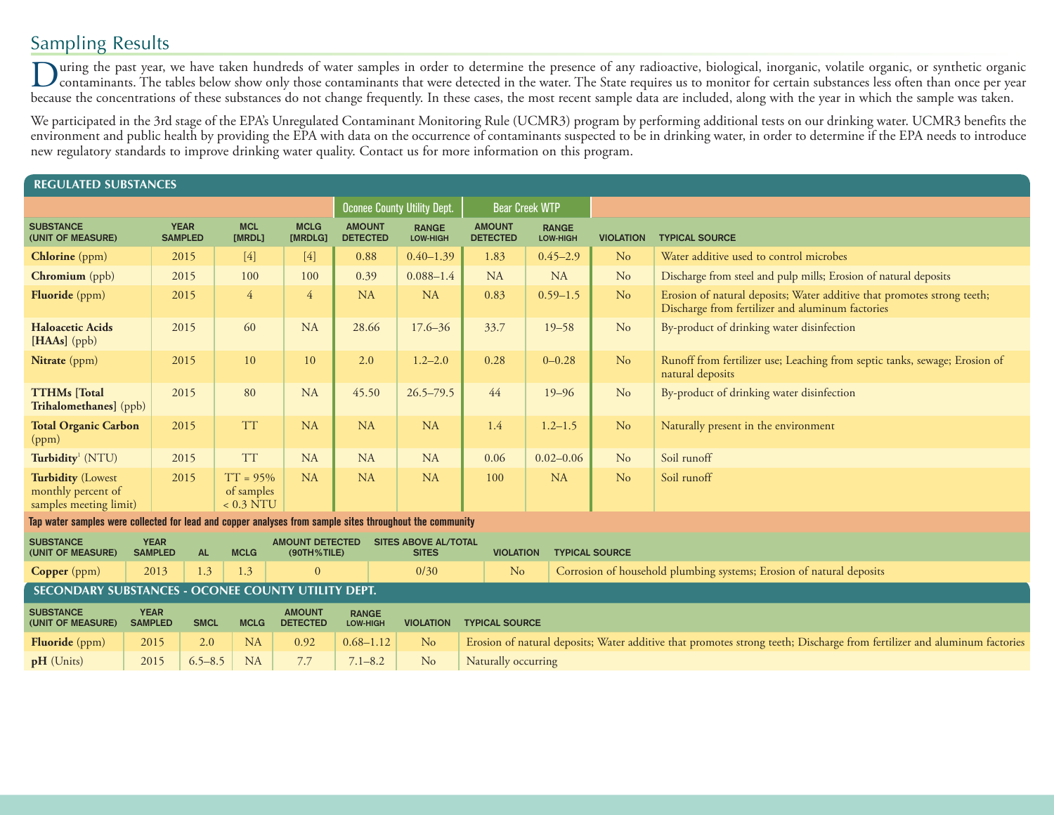## Sampling Results

During the past year, we have taken hundreds of water samples in order to determine the presence of any radioactive, biological, inorganic, volatile organic, or synthetic organic contaminants. The tables below show only those contaminants that were detected in the water. The State requires us to monitor for certain substances less often than once per year because the concentrations of these substances do not change frequently. In these cases, the most recent sample data are included, along with the year in which the sample was taken.

We participated in the 3rd stage of the EPA's Unregulated Contaminant Monitoring Rule (UCMR3) program by performing additional tests on our drinking water. UCMR3 benefits the environment and public health by providing the EPA with data on the occurrence of contaminants suspected to be in drinking water, in order to determine if the EPA needs to introduce new regulatory standards to improve drinking water quality. Contact us for more information on this program.

### REGULATED SUBSTANCES

| | | | | Oconee County Utility Dept. | | Bear Creek WTP | | | |
|---|---|---|---|---|---|---|---|---|---|
| SUBSTANCE (UNIT OF MEASURE) | YEAR SAMPLED | MCL [MRDL] | MCLG [MRDLG] | AMOUNT DETECTED | RANGE LOW-HIGH | AMOUNT DETECTED | RANGE LOW-HIGH | VIOLATION | TYPICAL SOURCE |
| **Chlorine** (ppm) | 2015 | [4] | [4] | 0.88 | 0.40–1.39 | 1.83 | 0.45–2.9 | No | Water additive used to control microbes |
| **Chromium** (ppb) | 2015 | 100 | 100 | 0.39 | 0.088–1.4 | NA | NA | No | Discharge from steel and pulp mills; Erosion of natural deposits |
| **Fluoride** (ppm) | 2015 | 4 | 4 | NA | NA | 0.83 | 0.59–1.5 | No | Erosion of natural deposits; Water additive that promotes strong teeth; Discharge from fertilizer and aluminum factories |
| **Haloacetic Acids [HAAs]** (ppb) | 2015 | 60 | NA | 28.66 | 17.6–36 | 33.7 | 19–58 | No | By-product of drinking water disinfection |
| **Nitrate** (ppm) | 2015 | 10 | 10 | 2.0 | 1.2–2.0 | 0.28 | 0–0.28 | No | Runoff from fertilizer use; Leaching from septic tanks, sewage; Erosion of natural deposits |
| **TTHMs [Total Trihalomethanes]** (ppb) | 2015 | 80 | NA | 45.50 | 26.5–79.5 | 44 | 19–96 | No | By-product of drinking water disinfection |
| **Total Organic Carbon** (ppm) | 2015 | TT | NA | NA | NA | 1.4 | 1.2–1.5 | No | Naturally present in the environment |
| **Turbidity**[1] (NTU) | 2015 | TT | NA | NA | NA | 0.06 | 0.02–0.06 | No | Soil runoff |
| **Turbidity** (Lowest monthly percent of samples meeting limit) | 2015 | TT = 95% of samples < 0.3 NTU | NA | NA | NA | 100 | NA | No | Soil runoff |

**Tap water samples were collected for lead and copper analyses from sample sites throughout the community**

| SUBSTANCE (UNIT OF MEASURE) | YEAR SAMPLED | AL | MCLG | AMOUNT DETECTED (90TH%TILE) | SITES ABOVE AL/TOTAL SITES | VIOLATION | TYPICAL SOURCE |
|---|---|---|---|---|---|---|---|
| **Copper** (ppm) | 2013 | 1.3 | 1.3 | 0 | 0/30 | No | Corrosion of household plumbing systems; Erosion of natural deposits |

### SECONDARY SUBSTANCES - OCONEE COUNTY UTILITY DEPT.

| SUBSTANCE (UNIT OF MEASURE) | YEAR SAMPLED | SMCL | MCLG | AMOUNT DETECTED | RANGE LOW-HIGH | VIOLATION | TYPICAL SOURCE |
|---|---|---|---|---|---|---|---|
| **Fluoride** (ppm) | 2015 | 2.0 | NA | 0.92 | 0.68–1.12 | No | Erosion of natural deposits; Water additive that promotes strong teeth; Discharge from fertilizer and aluminum factories |
| **pH** (Units) | 2015 | 6.5–8.5 | NA | 7.7 | 7.1–8.2 | No | Naturally occurring |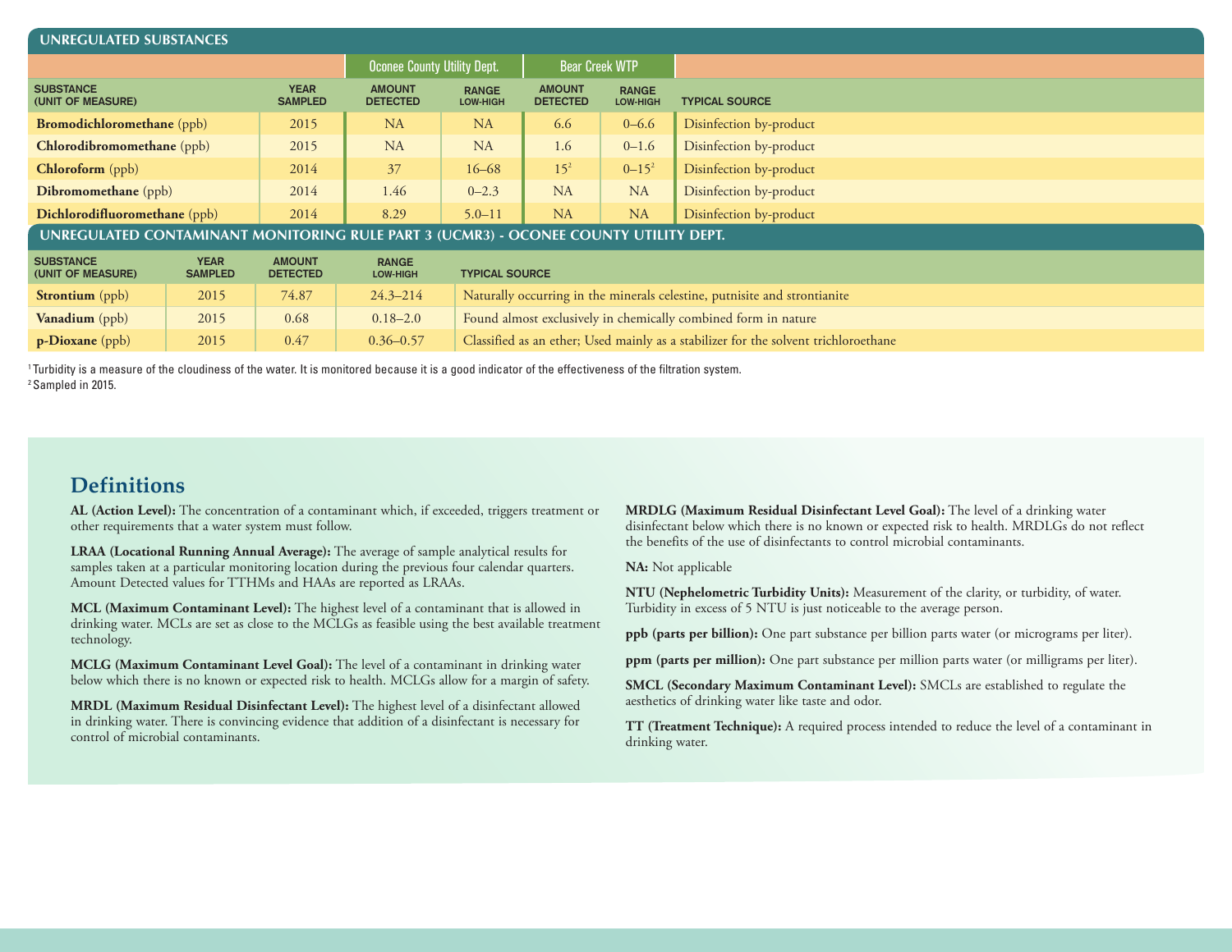## UNREGULATED SUBSTANCES

| | | Oconee County Utility Dept. | | Bear Creek WTP | | |
|---|---|---|---|---|---|---|
| SUBSTANCE (UNIT OF MEASURE) | YEAR SAMPLED | AMOUNT DETECTED | RANGE LOW-HIGH | AMOUNT DETECTED | RANGE LOW-HIGH | TYPICAL SOURCE |
| **Bromodichloromethane** (ppb) | 2015 | NA | NA | 6.6 | 0–6.6 | Disinfection by-product |
| **Chlorodibromomethane** (ppb) | 2015 | NA | NA | 1.6 | 0–1.6 | Disinfection by-product |
| **Chloroform** (ppb) | 2014 | 37 | 16–68 | 15[2] | 0–15[2] | Disinfection by-product |
| **Dibromomethane** (ppb) | 2014 | 1.46 | 0–2.3 | NA | NA | Disinfection by-product |
| **Dichlorodifluoromethane** (ppb) | 2014 | 8.29 | 5.0–11 | NA | NA | Disinfection by-product |

## UNREGULATED CONTAMINANT MONITORING RULE PART 3 (UCMR3) - OCONEE COUNTY UTILITY DEPT.

| SUBSTANCE (UNIT OF MEASURE) | YEAR SAMPLED | AMOUNT DETECTED | RANGE LOW-HIGH | TYPICAL SOURCE |
|---|---|---|---|---|
| **Strontium** (ppb) | 2015 | 74.87 | 24.3–214 | Naturally occurring in the minerals celestine, putnisite and strontianite |
| **Vanadium** (ppb) | 2015 | 0.68 | 0.18–2.0 | Found almost exclusively in chemically combined form in nature |
| **p-Dioxane** (ppb) | 2015 | 0.47 | 0.36–0.57 | Classified as an ether; Used mainly as a stabilizer for the solvent trichloroethane |

[1] Turbidity is a measure of the cloudiness of the water. It is monitored because it is a good indicator of the effectiveness of the filtration system.

[2] Sampled in 2015.

## Definitions

**AL (Action Level):** The concentration of a contaminant which, if exceeded, triggers treatment or other requirements that a water system must follow.

**LRAA (Locational Running Annual Average):** The average of sample analytical results for samples taken at a particular monitoring location during the previous four calendar quarters. Amount Detected values for TTHMs and HAAs are reported as LRAAs.

**MCL (Maximum Contaminant Level):** The highest level of a contaminant that is allowed in drinking water. MCLs are set as close to the MCLGs as feasible using the best available treatment technology.

**MCLG (Maximum Contaminant Level Goal):** The level of a contaminant in drinking water below which there is no known or expected risk to health. MCLGs allow for a margin of safety.

**MRDL (Maximum Residual Disinfectant Level):** The highest level of a disinfectant allowed in drinking water. There is convincing evidence that addition of a disinfectant is necessary for control of microbial contaminants.

**MRDLG (Maximum Residual Disinfectant Level Goal):** The level of a drinking water disinfectant below which there is no known or expected risk to health. MRDLGs do not reflect the benefits of the use of disinfectants to control microbial contaminants.

**NA:** Not applicable

**NTU (Nephelometric Turbidity Units):** Measurement of the clarity, or turbidity, of water. Turbidity in excess of 5 NTU is just noticeable to the average person.

**ppb (parts per billion):** One part substance per billion parts water (or micrograms per liter).

**ppm (parts per million):** One part substance per million parts water (or milligrams per liter).

**SMCL (Secondary Maximum Contaminant Level):** SMCLs are established to regulate the aesthetics of drinking water like taste and odor.

**TT (Treatment Technique):** A required process intended to reduce the level of a contaminant in drinking water.